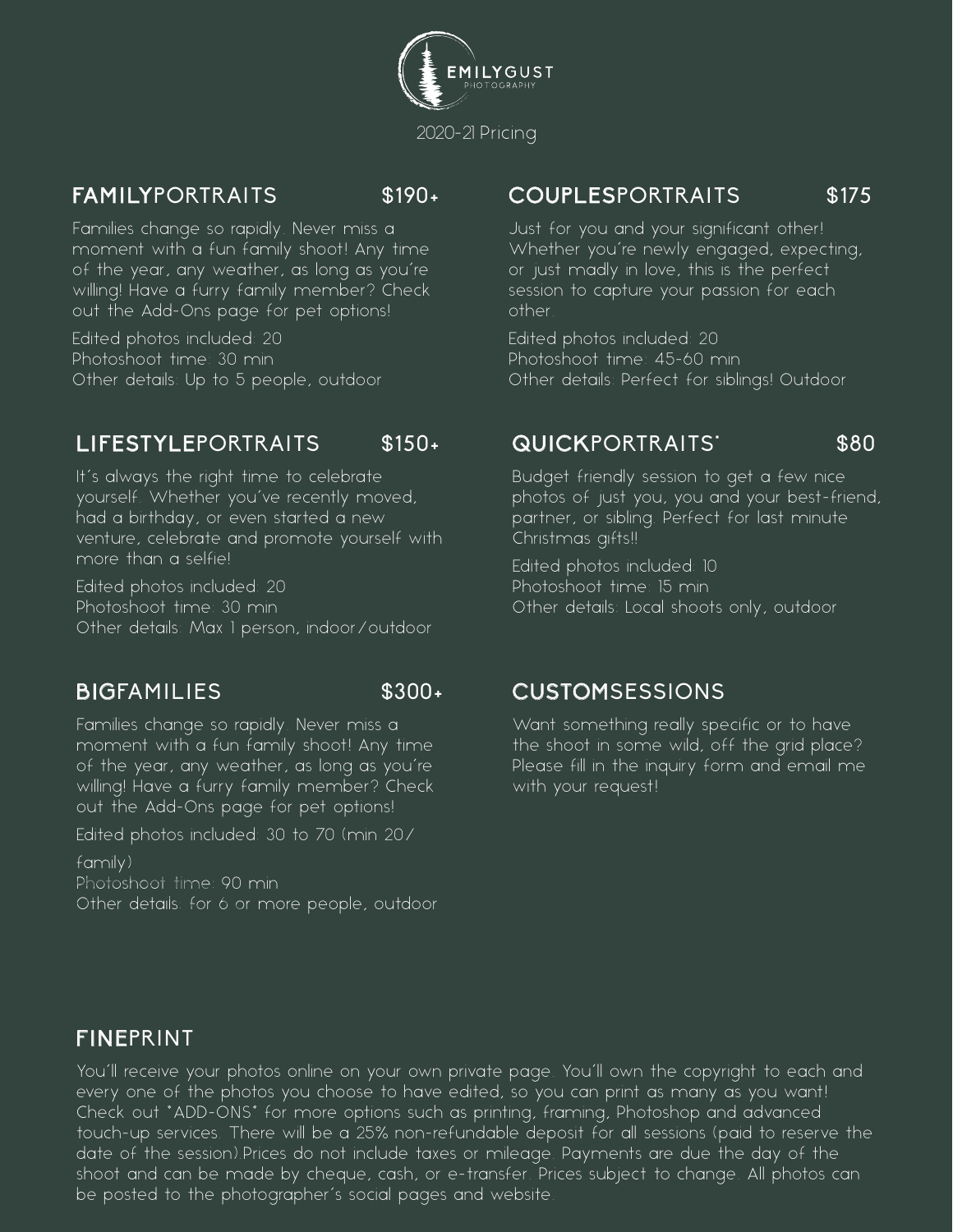# EMILYGUST PHOTOGRAPHY

2020-21 Pricing

## FAMILYPORTRAITS $190+

Families change so rapidly. Never miss a moment with a fun family shoot! Any time of the year, any weather, as long as you're willing! Have a furry family member? Check out the Add-Ons page for pet options!

Edited photos included: 20
Photoshoot time: 30 min
Other details: Up to 5 people, outdoor

## LIFESTYLEPORTRAITS $150+

It's always the right time to celebrate yourself. Whether you've recently moved, had a birthday, or even started a new venture, celebrate and promote yourself with more than a selfie!

Edited photos included: 20
Photoshoot time: 30 min
Other details: Max 1 person, indoor/outdoor

## BIGFAMILIES $300+

Families change so rapidly. Never miss a moment with a fun family shoot! Any time of the year, any weather, as long as you're willing! Have a furry family member? Check out the Add-Ons page for pet options!

Edited photos included: 30 to 70 (min 20/ family)
Photoshoot time: 90 min
Other details: for 6 or more people, outdoor

## COUPLESPORTRAITS $175

Just for you and your significant other! Whether you're newly engaged, expecting, or just madly in love, this is the perfect session to capture your passion for each other.

Edited photos included: 20
Photoshoot time: 45-60 min
Other details: Perfect for siblings! Outdoor

## QUICKPORTRAITS* $80

Budget friendly session to get a few nice photos of just you, you and your best-friend, partner, or sibling. Perfect for last minute Christmas gifts!!

Edited photos included: 10
Photoshoot time: 15 min
Other details: Local shoots only, outdoor

## CUSTOMSESSIONS

Want something really specific or to have the shoot in some wild, off the grid place? Please fill in the inquiry form and email me with your request!

## FINEPRINT

You'll receive your photos online on your own private page. You'll own the copyright to each and every one of the photos you choose to have edited, so you can print as many as you want! Check out "ADD-ONS" for more options such as printing, framing, Photoshop and advanced touch-up services. There will be a 25% non-refundable deposit for all sessions (paid to reserve the date of the session).Prices do not include taxes or mileage. Payments are due the day of the shoot and can be made by cheque, cash, or e-transfer. Prices subject to change. All photos can be posted to the photographer's social pages and website.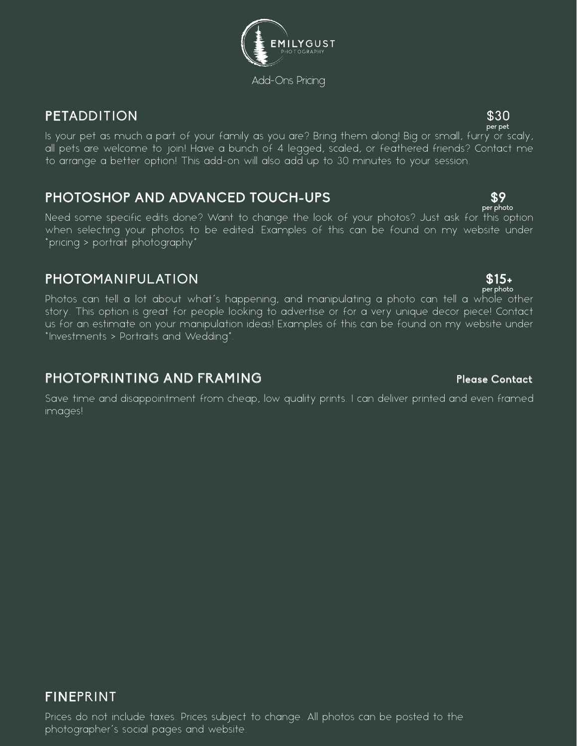EMILYGUST PHOTOGRAPHY

Add-Ons Pricing

## PETADDITION

**$30**
per pet

Is your pet as much a part of your family as you are? Bring them along! Big or small, furry or scaly, all pets are welcome to join! Have a bunch of 4 legged, scaled, or feathered friends? Contact me to arrange a better option! This add-on will also add up to 30 minutes to your session.

## PHOTOSHOP AND ADVANCED TOUCH-UPS

**$9**
per photo

Need some specific edits done? Want to change the look of your photos? Just ask for this option when selecting your photos to be edited. Examples of this can be found on my website under "pricing > portrait photography"

## PHOTOMANIPULATION

**$15+**
per photo

Photos can tell a lot about what's happening, and manipulating a photo can tell a whole other story. This option is great for people looking to advertise or for a very unique decor piece! Contact us for an estimate on your manipulation ideas! Examples of this can be found on my website under "Investments > Portraits and Wedding".

## PHOTOPRINTING AND FRAMING

**Please Contact**

Save time and disappointment from cheap, low quality prints. I can deliver printed and even framed images!

## FINEPRINT

Prices do not include taxes. Prices subject to change. All photos can be posted to the photographer's social pages and website.